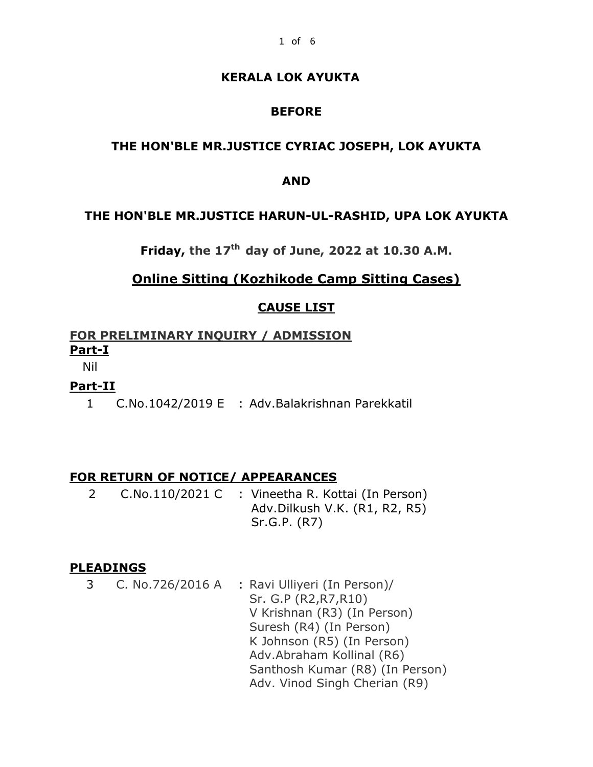# KERALA LOK AYUKTA

## BEFORE

## THE HON'BLE MR.JUSTICE CYRIAC JOSEPH, LOK AYUKTA

## AND

## THE HON'BLE MR.JUSTICE HARUN-UL-RASHID, UPA LOK AYUKTA

**Friday, the 17th day of June, 2022 at 10.30 A.M.**

## Online Sitting (Kozhikode Camp Sitting Cases)

## CAUSE LIST

**FOR PRELIMINARY INQUIRY / ADMISSION**

**Part-I**

Nil

**Part-II**

1 C.No.1042/2019 E : Adv.Balakrishnan Parekkatil

**FOR RETURN OF NOTICE/ APPEARANCES**

2 C.No.110/2021 C : Vineetha R. Kottai (In Person)
Adv.Dilkush V.K. (R1, R2, R5)
Sr.G.P. (R7)

**PLEADINGS**

3 C. No.726/2016 A : Ravi Ulliyeri (In Person)/
Sr. G.P (R2,R7,R10)
V Krishnan (R3) (In Person)
Suresh (R4) (In Person)
K Johnson (R5) (In Person)
Adv.Abraham Kollinal (R6)
Santhosh Kumar (R8) (In Person)
Adv. Vinod Singh Cherian (R9)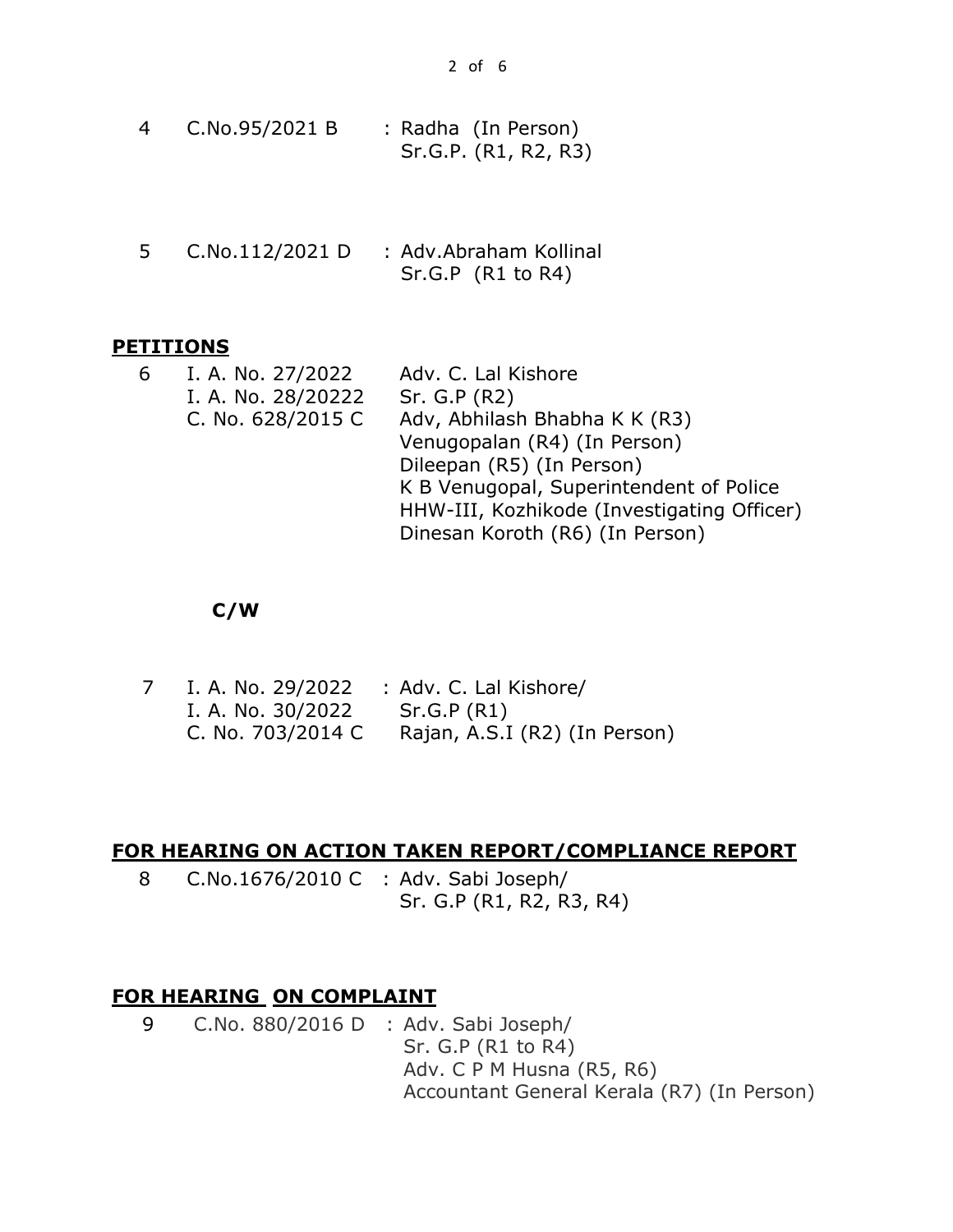| | | |
|---|---|---|
| 4 | C.No.95/2021 B | : Radha (In Person)<br>Sr.G.P. (R1, R2, R3) |
| 5 | C.No.112/2021 D | : Adv.Abraham Kollinal<br>Sr.G.P (R1 to R4) |

## **PETITIONS**

| | | |
|---|---|---|
| 6 | I. A. No. 27/2022<br>I. A. No. 28/20222<br>C. No. 628/2015 C | Adv. C. Lal Kishore<br>Sr. G.P (R2)<br>Adv, Abhilash Bhabha K K (R3)<br>Venugopalan (R4) (In Person)<br>Dileepan (R5) (In Person)<br>K B Venugopal, Superintendent of Police HHW-III, Kozhikode (Investigating Officer)<br>Dinesan Koroth (R6) (In Person) |

**C/W**

| | | |
|---|---|---|
| 7 | I. A. No. 29/2022<br>I. A. No. 30/2022<br>C. No. 703/2014 C | : Adv. C. Lal Kishore/<br>Sr.G.P (R1)<br>Rajan, A.S.I (R2) (In Person) |

## **FOR HEARING ON ACTION TAKEN REPORT/COMPLIANCE REPORT**

| | | |
|---|---|---|
| 8 | C.No.1676/2010 C | : Adv. Sabi Joseph/<br>Sr. G.P (R1, R2, R3, R4) |

## **FOR HEARING ON COMPLAINT**

| | | |
|---|---|---|
| 9 | C.No. 880/2016 D | : Adv. Sabi Joseph/<br>Sr. G.P (R1 to R4)<br>Adv. C P M Husna (R5, R6)<br>Accountant General Kerala (R7) (In Person) |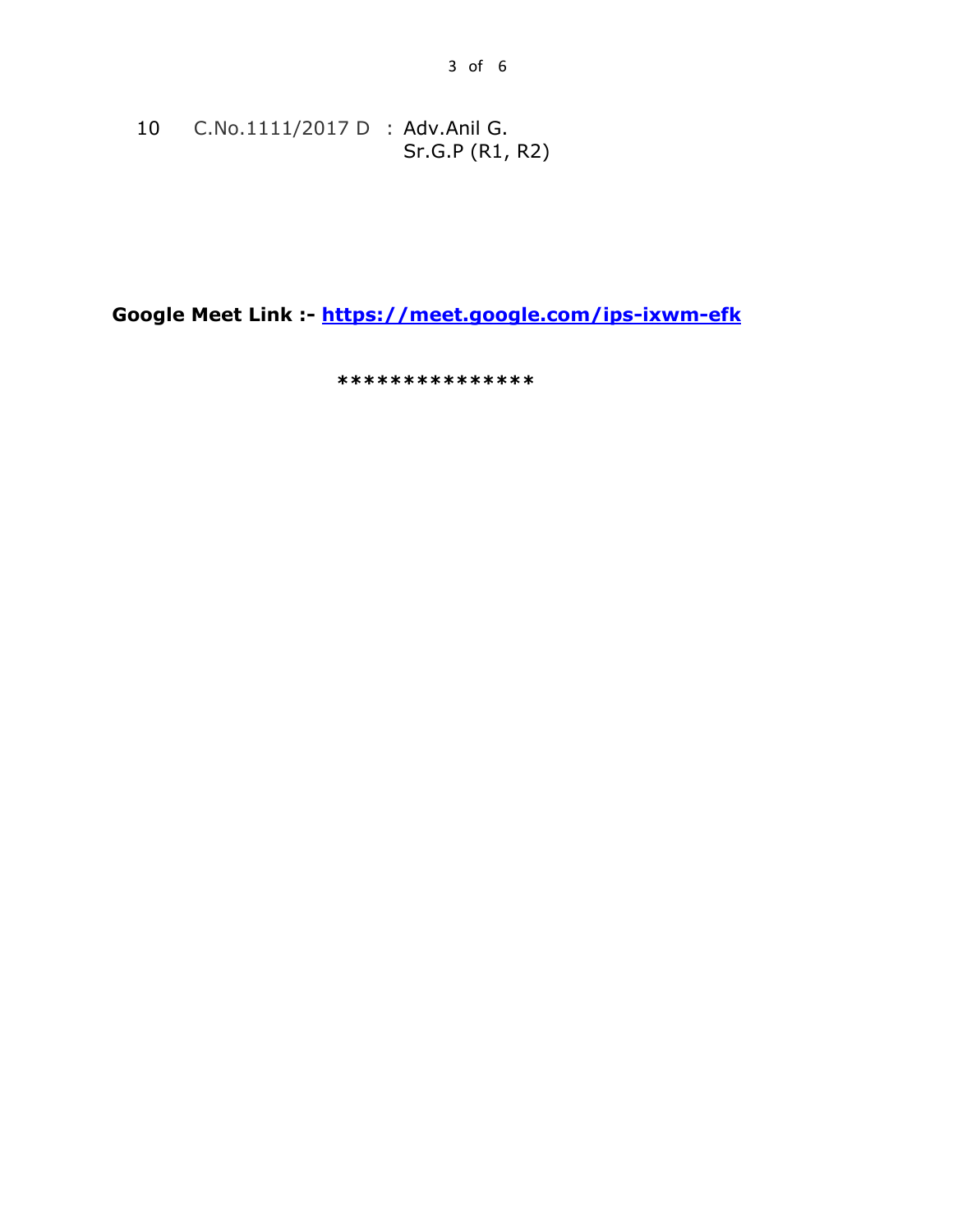10 C.No.1111/2017 D : Adv.Anil G.
Sr.G.P (R1, R2)

**Google Meet Link :- [https://meet.google.com/ips-ixwm-efk](https://meet.google.com/ips-ixwm-efk)**

***************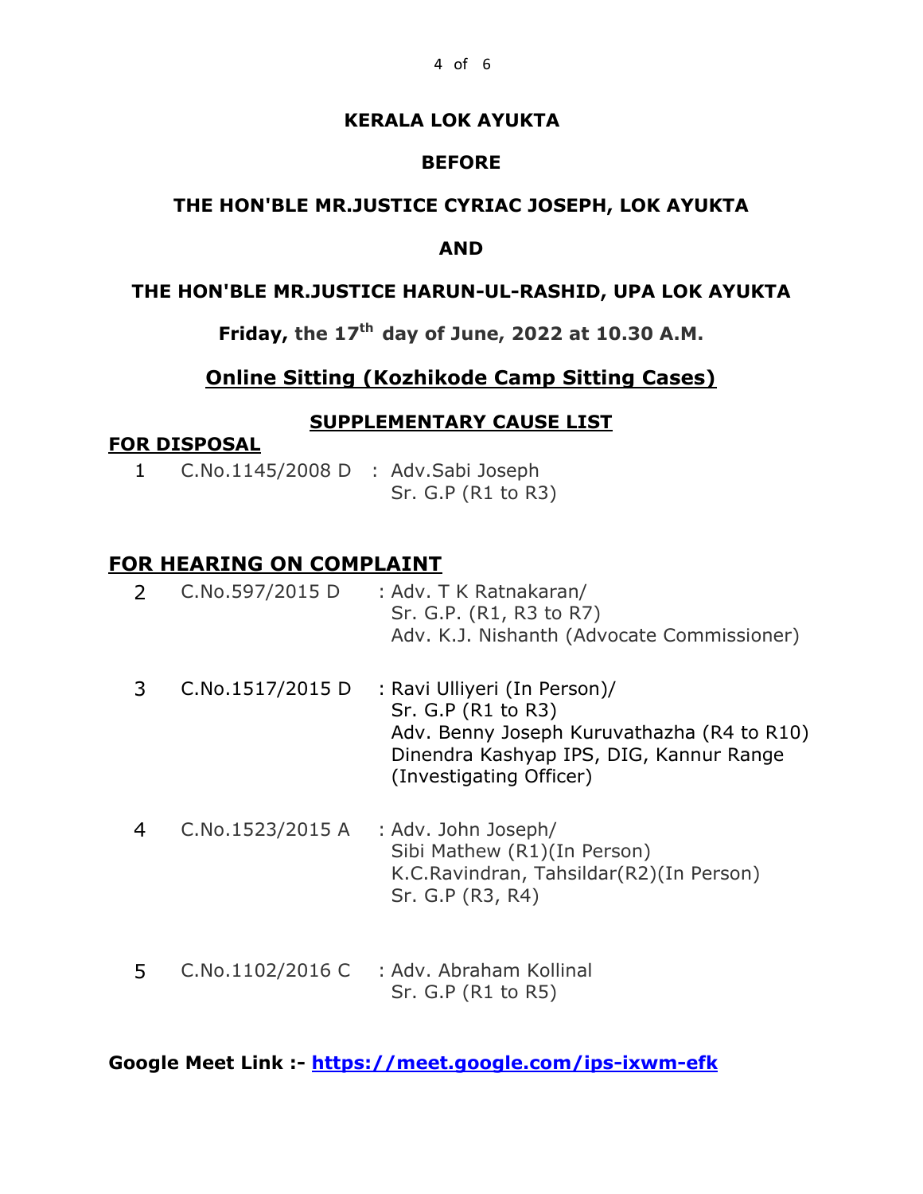**KERALA LOK AYUKTA**

**BEFORE**

**THE HON'BLE MR.JUSTICE CYRIAC JOSEPH, LOK AYUKTA**

**AND**

**THE HON'BLE MR.JUSTICE HARUN-UL-RASHID, UPA LOK AYUKTA**

**Friday, the 17th day of June, 2022 at 10.30 A.M.**

## Online Sitting (Kozhikode Camp Sitting Cases)

### SUPPLEMENTARY CAUSE LIST

**FOR DISPOSAL**

| | | |
|---|---|---|
| 1 | C.No.1145/2008 D | : Adv.Sabi Joseph<br>Sr. G.P (R1 to R3) |

**FOR HEARING ON COMPLAINT**

| | | |
|---|---|---|
| 2 | C.No.597/2015 D | : Adv. T K Ratnakaran/<br>Sr. G.P. (R1, R3 to R7)<br>Adv. K.J. Nishanth (Advocate Commissioner) |
| 3 | C.No.1517/2015 D | : Ravi Ulliyeri (In Person)/<br>Sr. G.P (R1 to R3)<br>Adv. Benny Joseph Kuruvathazha (R4 to R10)<br>Dinendra Kashyap IPS, DIG, Kannur Range (Investigating Officer) |
| 4 | C.No.1523/2015 A | : Adv. John Joseph/<br>Sibi Mathew (R1)(In Person)<br>K.C.Ravindran, Tahsildar(R2)(In Person)<br>Sr. G.P (R3, R4) |
| 5 | C.No.1102/2016 C | : Adv. Abraham Kollinal<br>Sr. G.P (R1 to R5) |

**Google Meet Link :- https://meet.google.com/ips-ixwm-efk**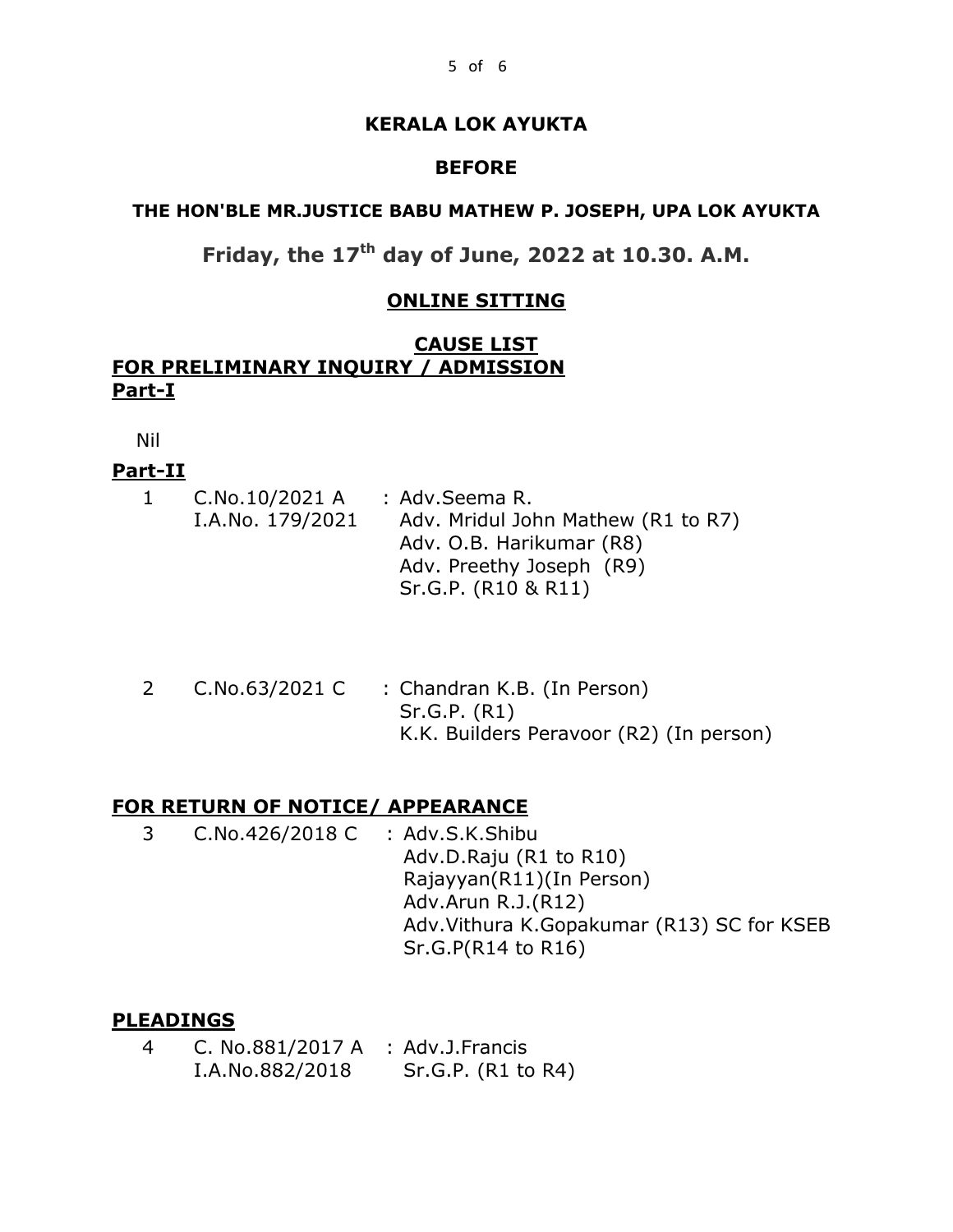# KERALA LOK AYUKTA

## BEFORE

### THE HON'BLE MR.JUSTICE BABU MATHEW P. JOSEPH, UPA LOK AYUKTA

**Friday, the 17th day of June, 2022 at 10.30. A.M.**

**ONLINE SITTING**

**CAUSE LIST**

**FOR PRELIMINARY INQUIRY / ADMISSION**

**Part-I**

Nil

**Part-II**

| No. | Case | Counsel |
|---|---|---|
| 1 | C.No.10/2021 A<br>I.A.No. 179/2021 | : Adv.Seema R.<br>Adv. Mridul John Mathew (R1 to R7)<br>Adv. O.B. Harikumar (R8)<br>Adv. Preethy Joseph (R9)<br>Sr.G.P. (R10 & R11) |
| 2 | C.No.63/2021 C | : Chandran K.B. (In Person)<br>Sr.G.P. (R1)<br>K.K. Builders Peravoor (R2) (In person) |

**FOR RETURN OF NOTICE/ APPEARANCE**

| No. | Case | Counsel |
|---|---|---|
| 3 | C.No.426/2018 C | : Adv.S.K.Shibu<br>Adv.D.Raju (R1 to R10)<br>Rajayyan(R11)(In Person)<br>Adv.Arun R.J.(R12)<br>Adv.Vithura K.Gopakumar (R13) SC for KSEB<br>Sr.G.P(R14 to R16) |

**PLEADINGS**

| No. | Case | Counsel |
|---|---|---|
| 4 | C. No.881/2017 A<br>I.A.No.882/2018 | : Adv.J.Francis<br>Sr.G.P. (R1 to R4) |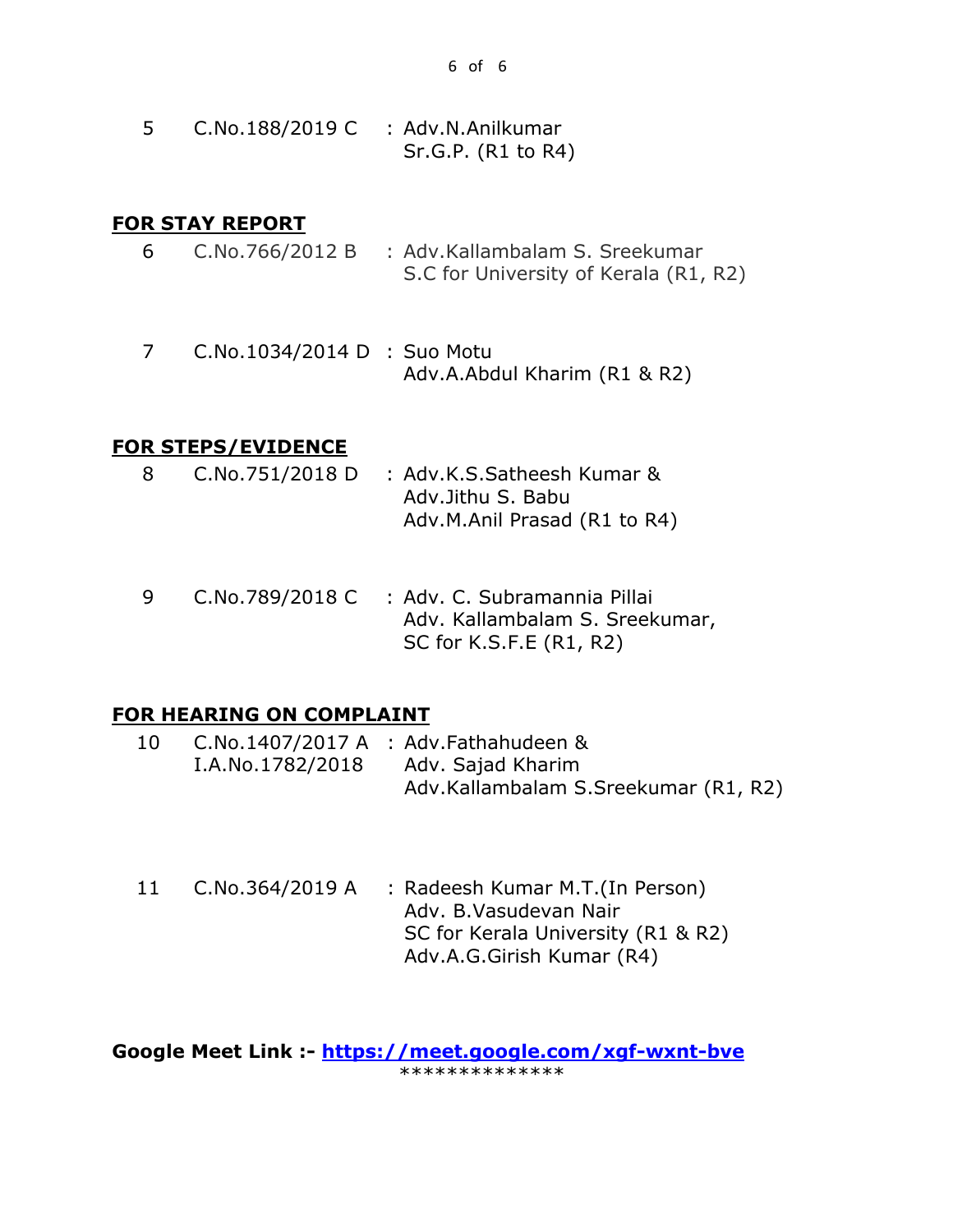| | | |
|---|---|---|
| 5 | C.No.188/2019 C | : Adv.N.Anilkumar<br>Sr.G.P. (R1 to R4) |

**FOR STAY REPORT**

| | | |
|---|---|---|
| 6 | C.No.766/2012 B | : Adv.Kallambalam S. Sreekumar<br>S.C for University of Kerala (R1, R2) |
| 7 | C.No.1034/2014 D | : Suo Motu<br>Adv.A.Abdul Kharim (R1 & R2) |

**FOR STEPS/EVIDENCE**

| | | |
|---|---|---|
| 8 | C.No.751/2018 D | : Adv.K.S.Satheesh Kumar &<br>Adv.Jithu S. Babu<br>Adv.M.Anil Prasad (R1 to R4) |
| 9 | C.No.789/2018 C | : Adv. C. Subramannia Pillai<br>Adv. Kallambalam S. Sreekumar,<br>SC for K.S.F.E (R1, R2) |

**FOR HEARING ON COMPLAINT**

| | | |
|---|---|---|
| 10 | C.No.1407/2017 A<br>I.A.No.1782/2018 | : Adv.Fathahudeen &<br>Adv. Sajad Kharim<br>Adv.Kallambalam S.Sreekumar (R1, R2) |
| 11 | C.No.364/2019 A | : Radeesh Kumar M.T.(In Person)<br>Adv. B.Vasudevan Nair<br>SC for Kerala University (R1 & R2)<br>Adv.A.G.Girish Kumar (R4) |

**Google Meet Link :- [https://meet.google.com/xgf-wxnt-bve](https://meet.google.com/xgf-wxnt-bve)**

**************